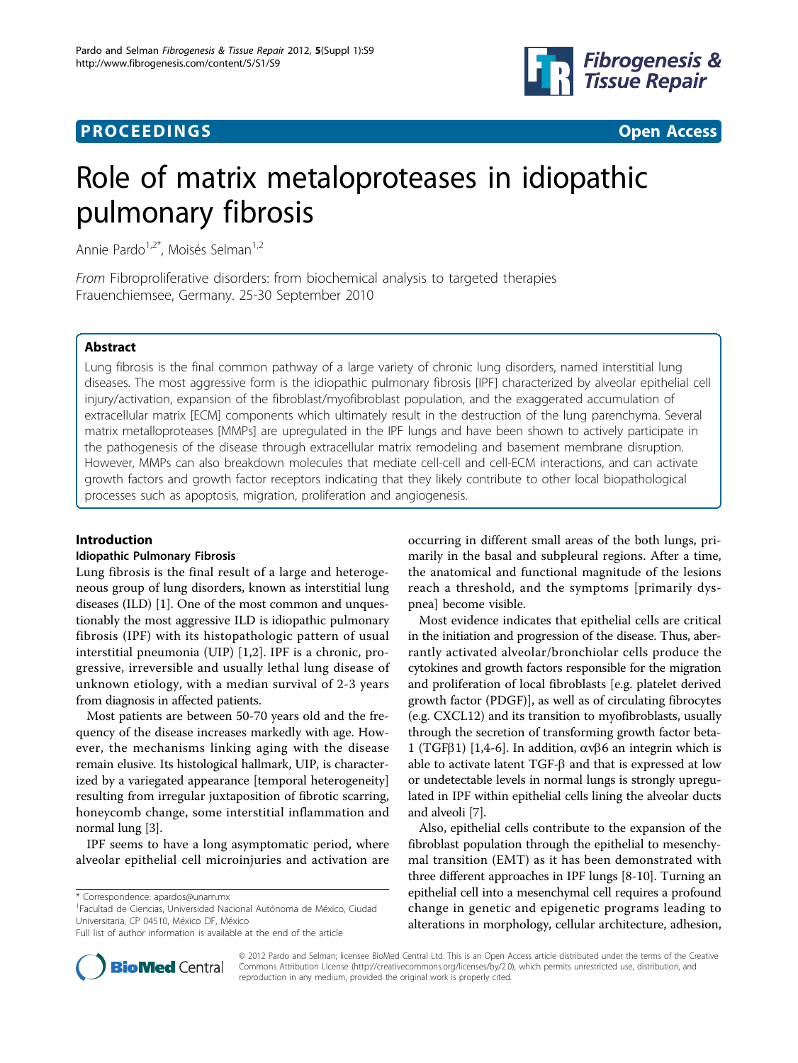**PROCEEDINGS** **Open Access**

# Role of matrix metaloproteases in idiopathic pulmonary fibrosis

Annie Pardo[1,2*], Moisés Selman[1,2]

*From* Fibroproliferative disorders: from biochemical analysis to targeted therapies
Frauenchiemsee, Germany. 25-30 September 2010

## Abstract

Lung fibrosis is the final common pathway of a large variety of chronic lung disorders, named interstitial lung diseases. The most aggressive form is the idiopathic pulmonary fibrosis [IPF] characterized by alveolar epithelial cell injury/activation, expansion of the fibroblast/myofibroblast population, and the exaggerated accumulation of extracellular matrix [ECM] components which ultimately result in the destruction of the lung parenchyma. Several matrix metalloproteases [MMPs] are upregulated in the IPF lungs and have been shown to actively participate in the pathogenesis of the disease through extracellular matrix remodeling and basement membrane disruption. However, MMPs can also breakdown molecules that mediate cell-cell and cell-ECM interactions, and can activate growth factors and growth factor receptors indicating that they likely contribute to other local biopathological processes such as apoptosis, migration, proliferation and angiogenesis.

## Introduction

### Idiopathic Pulmonary Fibrosis

Lung fibrosis is the final result of a large and heterogeneous group of lung disorders, known as interstitial lung diseases (ILD) [1]. One of the most common and unquestionably the most aggressive ILD is idiopathic pulmonary fibrosis (IPF) with its histopathologic pattern of usual interstitial pneumonia (UIP) [1,2]. IPF is a chronic, progressive, irreversible and usually lethal lung disease of unknown etiology, with a median survival of 2-3 years from diagnosis in affected patients.

Most patients are between 50-70 years old and the frequency of the disease increases markedly with age. However, the mechanisms linking aging with the disease remain elusive. Its histological hallmark, UIP, is characterized by a variegated appearance [temporal heterogeneity] resulting from irregular juxtaposition of fibrotic scarring, honeycomb change, some interstitial inflammation and normal lung [3].

IPF seems to have a long asymptomatic period, where alveolar epithelial cell microinjuries and activation are occurring in different small areas of the both lungs, primarily in the basal and subpleural regions. After a time, the anatomical and functional magnitude of the lesions reach a threshold, and the symptoms [primarily dyspnea] become visible.

Most evidence indicates that epithelial cells are critical in the initiation and progression of the disease. Thus, aberrantly activated alveolar/bronchiolar cells produce the cytokines and growth factors responsible for the migration and proliferation of local fibroblasts [e.g. platelet derived growth factor (PDGF)], as well as of circulating fibrocytes (e.g. CXCL12) and its transition to myofibroblasts, usually through the secretion of transforming growth factor beta-1 (TGFβ1) [1,4-6]. In addition, αvβ6 an integrin which is able to activate latent TGF-β and that is expressed at low or undetectable levels in normal lungs is strongly upregulated in IPF within epithelial cells lining the alveolar ducts and alveoli [7].

Also, epithelial cells contribute to the expansion of the fibroblast population through the epithelial to mesenchymal transition (EMT) as it has been demonstrated with three different approaches in IPF lungs [8-10]. Turning an epithelial cell into a mesenchymal cell requires a profound change in genetic and epigenetic programs leading to alterations in morphology, cellular architecture, adhesion,

\* Correspondence: apardos@unam.mx
[1]Facultad de Ciencias, Universidad Nacional Autónoma de México, Ciudad Universitaria, CP 04510, México DF, México
Full list of author information is available at the end of the article

© 2012 Pardo and Selman; licensee BioMed Central Ltd. This is an Open Access article distributed under the terms of the Creative Commons Attribution License (http://creativecommons.org/licenses/by/2.0), which permits unrestricted use, distribution, and reproduction in any medium, provided the original work is properly cited.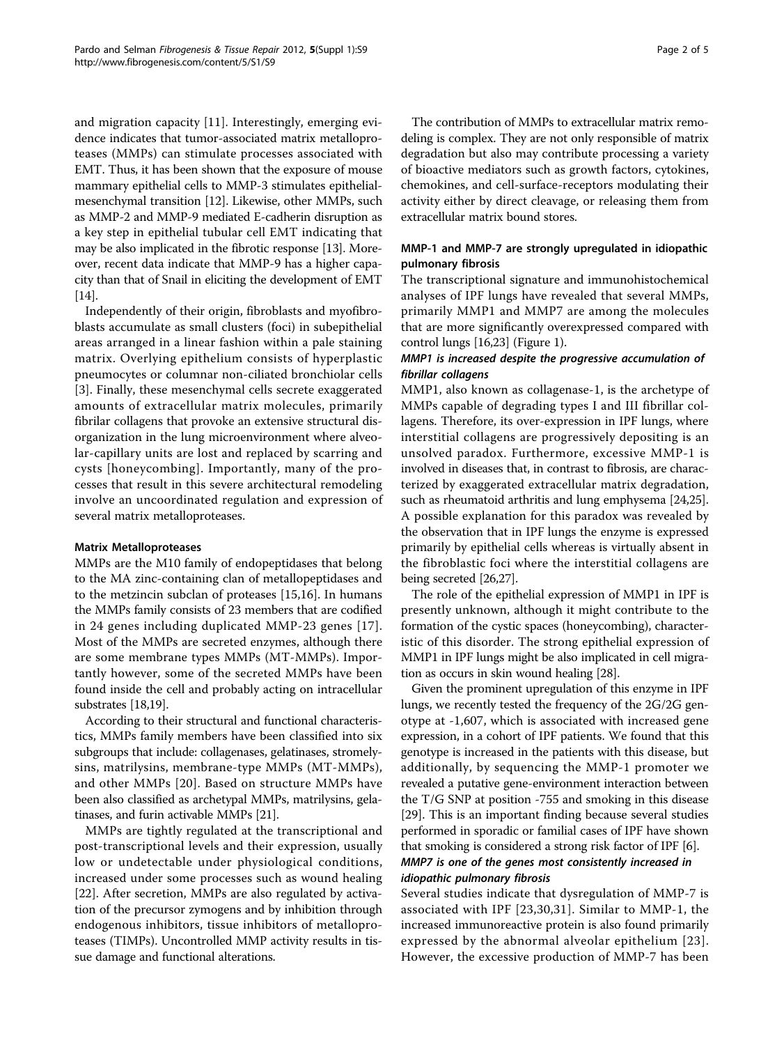and migration capacity [11]. Interestingly, emerging evidence indicates that tumor-associated matrix metalloproteases (MMPs) can stimulate processes associated with EMT. Thus, it has been shown that the exposure of mouse mammary epithelial cells to MMP-3 stimulates epithelial-mesenchymal transition [12]. Likewise, other MMPs, such as MMP-2 and MMP-9 mediated E-cadherin disruption as a key step in epithelial tubular cell EMT indicating that may be also implicated in the fibrotic response [13]. Moreover, recent data indicate that MMP-9 has a higher capacity than that of Snail in eliciting the development of EMT [14].

Independently of their origin, fibroblasts and myofibroblasts accumulate as small clusters (foci) in subepithelial areas arranged in a linear fashion within a pale staining matrix. Overlying epithelium consists of hyperplastic pneumocytes or columnar non-ciliated bronchiolar cells [3]. Finally, these mesenchymal cells secrete exaggerated amounts of extracellular matrix molecules, primarily fibrilar collagens that provoke an extensive structural disorganization in the lung microenvironment where alveolar-capillary units are lost and replaced by scarring and cysts [honeycombing]. Importantly, many of the processes that result in this severe architectural remodeling involve an uncoordinated regulation and expression of several matrix metalloproteases.

### Matrix Metalloproteases

MMPs are the M10 family of endopeptidases that belong to the MA zinc-containing clan of metallopeptidases and to the metzincin subclan of proteases [15,16]. In humans the MMPs family consists of 23 members that are codified in 24 genes including duplicated MMP-23 genes [17]. Most of the MMPs are secreted enzymes, although there are some membrane types MMPs (MT-MMPs). Importantly however, some of the secreted MMPs have been found inside the cell and probably acting on intracellular substrates [18,19].

According to their structural and functional characteristics, MMPs family members have been classified into six subgroups that include: collagenases, gelatinases, stromelysins, matrilysins, membrane-type MMPs (MT-MMPs), and other MMPs [20]. Based on structure MMPs have been also classified as archetypal MMPs, matrilysins, gelatinases, and furin activable MMPs [21].

MMPs are tightly regulated at the transcriptional and post-transcriptional levels and their expression, usually low or undetectable under physiological conditions, increased under some processes such as wound healing [22]. After secretion, MMPs are also regulated by activation of the precursor zymogens and by inhibition through endogenous inhibitors, tissue inhibitors of metalloproteases (TIMPs). Uncontrolled MMP activity results in tissue damage and functional alterations.

The contribution of MMPs to extracellular matrix remodeling is complex. They are not only responsible of matrix degradation but also may contribute processing a variety of bioactive mediators such as growth factors, cytokines, chemokines, and cell-surface-receptors modulating their activity either by direct cleavage, or releasing them from extracellular matrix bound stores.

### MMP-1 and MMP-7 are strongly upregulated in idiopathic pulmonary fibrosis

The transcriptional signature and immunohistochemical analyses of IPF lungs have revealed that several MMPs, primarily MMP1 and MMP7 are among the molecules that are more significantly overexpressed compared with control lungs [16,23] (Figure 1).

#### *MMP1 is increased despite the progressive accumulation of fibrillar collagens*

MMP1, also known as collagenase-1, is the archetype of MMPs capable of degrading types I and III fibrillar collagens. Therefore, its over-expression in IPF lungs, where interstitial collagens are progressively depositing is an unsolved paradox. Furthermore, excessive MMP-1 is involved in diseases that, in contrast to fibrosis, are characterized by exaggerated extracellular matrix degradation, such as rheumatoid arthritis and lung emphysema [24,25]. A possible explanation for this paradox was revealed by the observation that in IPF lungs the enzyme is expressed primarily by epithelial cells whereas is virtually absent in the fibroblastic foci where the interstitial collagens are being secreted [26,27].

The role of the epithelial expression of MMP1 in IPF is presently unknown, although it might contribute to the formation of the cystic spaces (honeycombing), characteristic of this disorder. The strong epithelial expression of MMP1 in IPF lungs might be also implicated in cell migration as occurs in skin wound healing [28].

Given the prominent upregulation of this enzyme in IPF lungs, we recently tested the frequency of the 2G/2G genotype at -1,607, which is associated with increased gene expression, in a cohort of IPF patients. We found that this genotype is increased in the patients with this disease, but additionally, by sequencing the MMP-1 promoter we revealed a putative gene-environment interaction between the T/G SNP at position -755 and smoking in this disease [29]. This is an important finding because several studies performed in sporadic or familial cases of IPF have shown that smoking is considered a strong risk factor of IPF [6].

#### *MMP7 is one of the genes most consistently increased in idiopathic pulmonary fibrosis*

Several studies indicate that dysregulation of MMP-7 is associated with IPF [23,30,31]. Similar to MMP-1, the increased immunoreactive protein is also found primarily expressed by the abnormal alveolar epithelium [23]. However, the excessive production of MMP-7 has been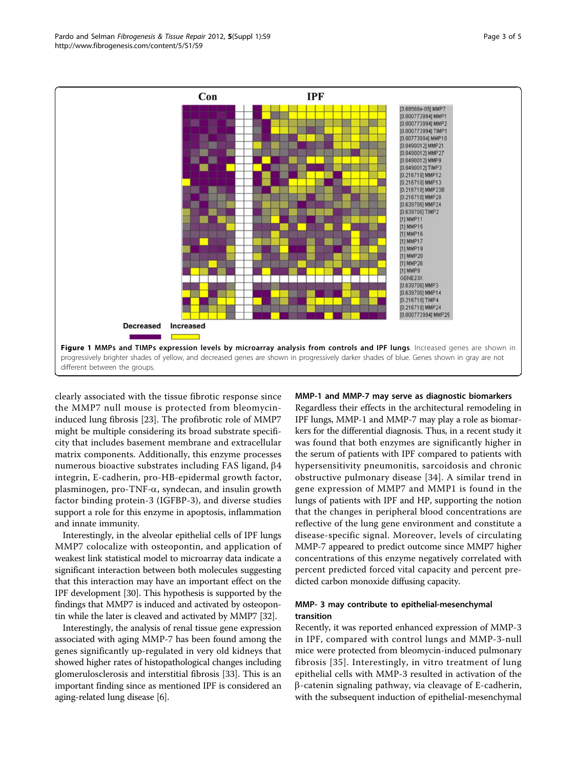**Figure 1 MMPs and TIMPs expression levels by microarray analysis from controls and IPF lungs**. Increased genes are shown in progressively brighter shades of yellow, and decreased genes are shown in progressively darker shades of blue. Genes shown in gray are not different between the groups.

clearly associated with the tissue fibrotic response since the MMP7 null mouse is protected from bleomycin-induced lung fibrosis [23]. The profibrotic role of MMP7 might be multiple considering its broad substrate specificity that includes basement membrane and extracellular matrix components. Additionally, this enzyme processes numerous bioactive substrates including FAS ligand, β4 integrin, E-cadherin, pro-HB-epidermal growth factor, plasminogen, pro-TNF-α, syndecan, and insulin growth factor binding protein-3 (IGFBP-3), and diverse studies support a role for this enzyme in apoptosis, inflammation and innate immunity.

Interestingly, in the alveolar epithelial cells of IPF lungs MMP7 colocalize with osteopontin, and application of weakest link statistical model to microarray data indicate a significant interaction between both molecules suggesting that this interaction may have an important effect on the IPF development [30]. This hypothesis is supported by the findings that MMP7 is induced and activated by osteopontin while the later is cleaved and activated by MMP7 [32].

Interestingly, the analysis of renal tissue gene expression associated with aging MMP-7 has been found among the genes significantly up-regulated in very old kidneys that showed higher rates of histopathological changes including glomerulosclerosis and interstitial fibrosis [33]. This is an important finding since as mentioned IPF is considered an aging-related lung disease [6].

### MMP-1 and MMP-7 may serve as diagnostic biomarkers

Regardless their effects in the architectural remodeling in IPF lungs, MMP-1 and MMP-7 may play a role as biomarkers for the differential diagnosis. Thus, in a recent study it was found that both enzymes are significantly higher in the serum of patients with IPF compared to patients with hypersensitivity pneumonitis, sarcoidosis and chronic obstructive pulmonary disease [34]. A similar trend in gene expression of MMP7 and MMP1 is found in the lungs of patients with IPF and HP, supporting the notion that the changes in peripheral blood concentrations are reflective of the lung gene environment and constitute a disease-specific signal. Moreover, levels of circulating MMP-7 appeared to predict outcome since MMP7 higher concentrations of this enzyme negatively correlated with percent predicted forced vital capacity and percent predicted carbon monoxide diffusing capacity.

### MMP- 3 may contribute to epithelial-mesenchymal transition

Recently, it was reported enhanced expression of MMP-3 in IPF, compared with control lungs and MMP-3-null mice were protected from bleomycin-induced pulmonary fibrosis [35]. Interestingly, in vitro treatment of lung epithelial cells with MMP-3 resulted in activation of the β-catenin signaling pathway, via cleavage of E-cadherin, with the subsequent induction of epithelial-mesenchymal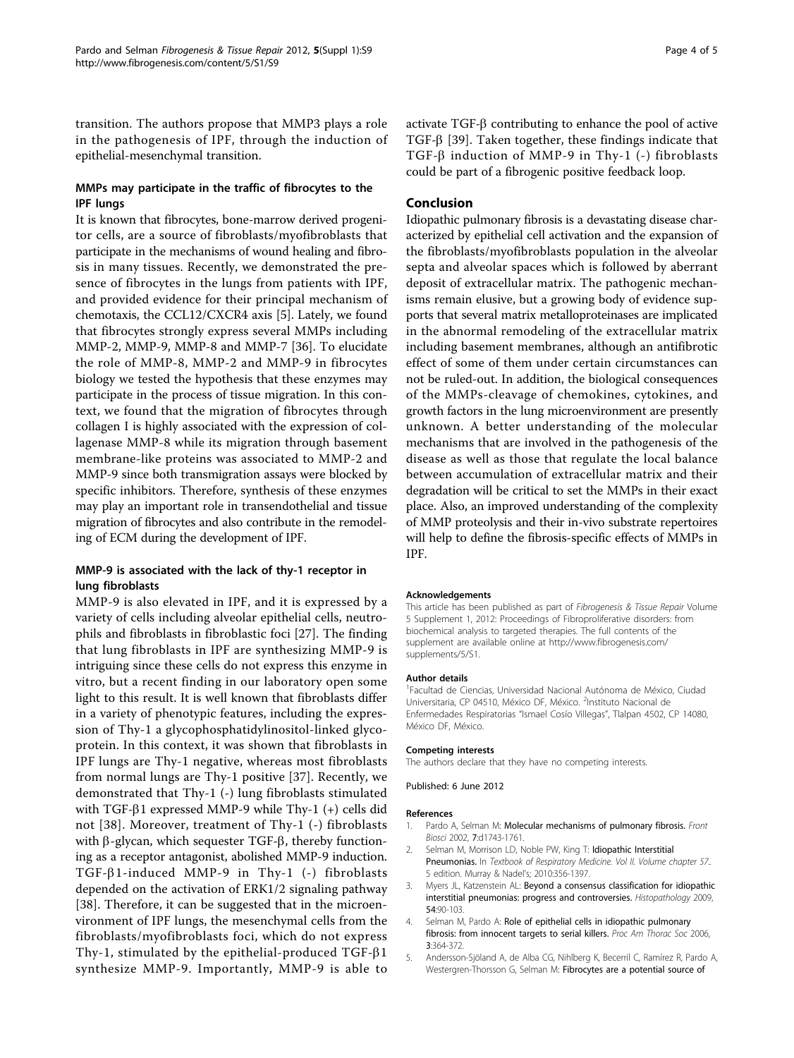transition. The authors propose that MMP3 plays a role in the pathogenesis of IPF, through the induction of epithelial-mesenchymal transition.

### MMPs may participate in the traffic of fibrocytes to the IPF lungs

It is known that fibrocytes, bone-marrow derived progenitor cells, are a source of fibroblasts/myofibroblasts that participate in the mechanisms of wound healing and fibrosis in many tissues. Recently, we demonstrated the presence of fibrocytes in the lungs from patients with IPF, and provided evidence for their principal mechanism of chemotaxis, the CCL12/CXCR4 axis [5]. Lately, we found that fibrocytes strongly express several MMPs including MMP-2, MMP-9, MMP-8 and MMP-7 [36]. To elucidate the role of MMP-8, MMP-2 and MMP-9 in fibrocytes biology we tested the hypothesis that these enzymes may participate in the process of tissue migration. In this context, we found that the migration of fibrocytes through collagen I is highly associated with the expression of collagenase MMP-8 while its migration through basement membrane-like proteins was associated to MMP-2 and MMP-9 since both transmigration assays were blocked by specific inhibitors. Therefore, synthesis of these enzymes may play an important role in transendothelial and tissue migration of fibrocytes and also contribute in the remodeling of ECM during the development of IPF.

### MMP-9 is associated with the lack of thy-1 receptor in lung fibroblasts

MMP-9 is also elevated in IPF, and it is expressed by a variety of cells including alveolar epithelial cells, neutrophils and fibroblasts in fibroblastic foci [27]. The finding that lung fibroblasts in IPF are synthesizing MMP-9 is intriguing since these cells do not express this enzyme in vitro, but a recent finding in our laboratory open some light to this result. It is well known that fibroblasts differ in a variety of phenotypic features, including the expression of Thy-1 a glycophosphatidylinositol-linked glycoprotein. In this context, it was shown that fibroblasts in IPF lungs are Thy-1 negative, whereas most fibroblasts from normal lungs are Thy-1 positive [37]. Recently, we demonstrated that Thy-1 (-) lung fibroblasts stimulated with TGF-$\beta$1 expressed MMP-9 while Thy-1 (+) cells did not [38]. Moreover, treatment of Thy-1 (-) fibroblasts with $\beta$-glycan, which sequester TGF-$\beta$, thereby functioning as a receptor antagonist, abolished MMP-9 induction. TGF-$\beta$1-induced MMP-9 in Thy-1 (-) fibroblasts depended on the activation of ERK1/2 signaling pathway [38]. Therefore, it can be suggested that in the microenvironment of IPF lungs, the mesenchymal cells from the fibroblasts/myofibroblasts foci, which do not express Thy-1, stimulated by the epithelial-produced TGF-$\beta$1 synthesize MMP-9. Importantly, MMP-9 is able to activate TGF-$\beta$ contributing to enhance the pool of active TGF-$\beta$ [39]. Taken together, these findings indicate that TGF-$\beta$ induction of MMP-9 in Thy-1 (-) fibroblasts could be part of a fibrogenic positive feedback loop.

## Conclusion

Idiopathic pulmonary fibrosis is a devastating disease characterized by epithelial cell activation and the expansion of the fibroblasts/myofibroblasts population in the alveolar septa and alveolar spaces which is followed by aberrant deposit of extracellular matrix. The pathogenic mechanisms remain elusive, but a growing body of evidence supports that several matrix metalloproteinases are implicated in the abnormal remodeling of the extracellular matrix including basement membranes, although an antifibrotic effect of some of them under certain circumstances can not be ruled-out. In addition, the biological consequences of the MMPs-cleavage of chemokines, cytokines, and growth factors in the lung microenvironment are presently unknown. A better understanding of the molecular mechanisms that are involved in the pathogenesis of the disease as well as those that regulate the local balance between accumulation of extracellular matrix and their degradation will be critical to set the MMPs in their exact place. Also, an improved understanding of the complexity of MMP proteolysis and their in-vivo substrate repertoires will help to define the fibrosis-specific effects of MMPs in IPF.

#### Acknowledgements

This article has been published as part of *Fibrogenesis & Tissue Repair* Volume 5 Supplement 1, 2012: Proceedings of Fibroproliferative disorders: from biochemical analysis to targeted therapies. The full contents of the supplement are available online at http://www.fibrogenesis.com/supplements/5/S1.

#### Author details

[1]Facultad de Ciencias, Universidad Nacional Autónoma de México, Ciudad Universitaria, CP 04510, México DF, México. [2]Instituto Nacional de Enfermedades Respiratorias "Ismael Cosío Villegas", Tlalpan 4502, CP 14080, México DF, México.

#### Competing interests

The authors declare that they have no competing interests.

Published: 6 June 2012

#### References

1. Pardo A, Selman M: **Molecular mechanisms of pulmonary fibrosis.** *Front Biosci* 2002, **7**:d1743-1761.
2. Selman M, Morrison LD, Noble PW, King T: **Idiopathic Interstitial Pneumonias.** In *Textbook of Respiratory Medicine. Vol II. Volume chapter 57.*. 5 edition. Murray & Nadel's; 2010:356-1397.
3. Myers JL, Katzenstein AL: **Beyond a consensus classification for idiopathic interstitial pneumonias: progress and controversies.** *Histopathology* 2009, **54**:90-103.
4. Selman M, Pardo A: **Role of epithelial cells in idiopathic pulmonary fibrosis: from innocent targets to serial killers.** *Proc Am Thorac Soc* 2006, **3**:364-372.
5. Andersson-Sjöland A, de Alba CG, Nihlberg K, Becerril C, Ramírez R, Pardo A, Westergren-Thorsson G, Selman M: **Fibrocytes are a potential source of**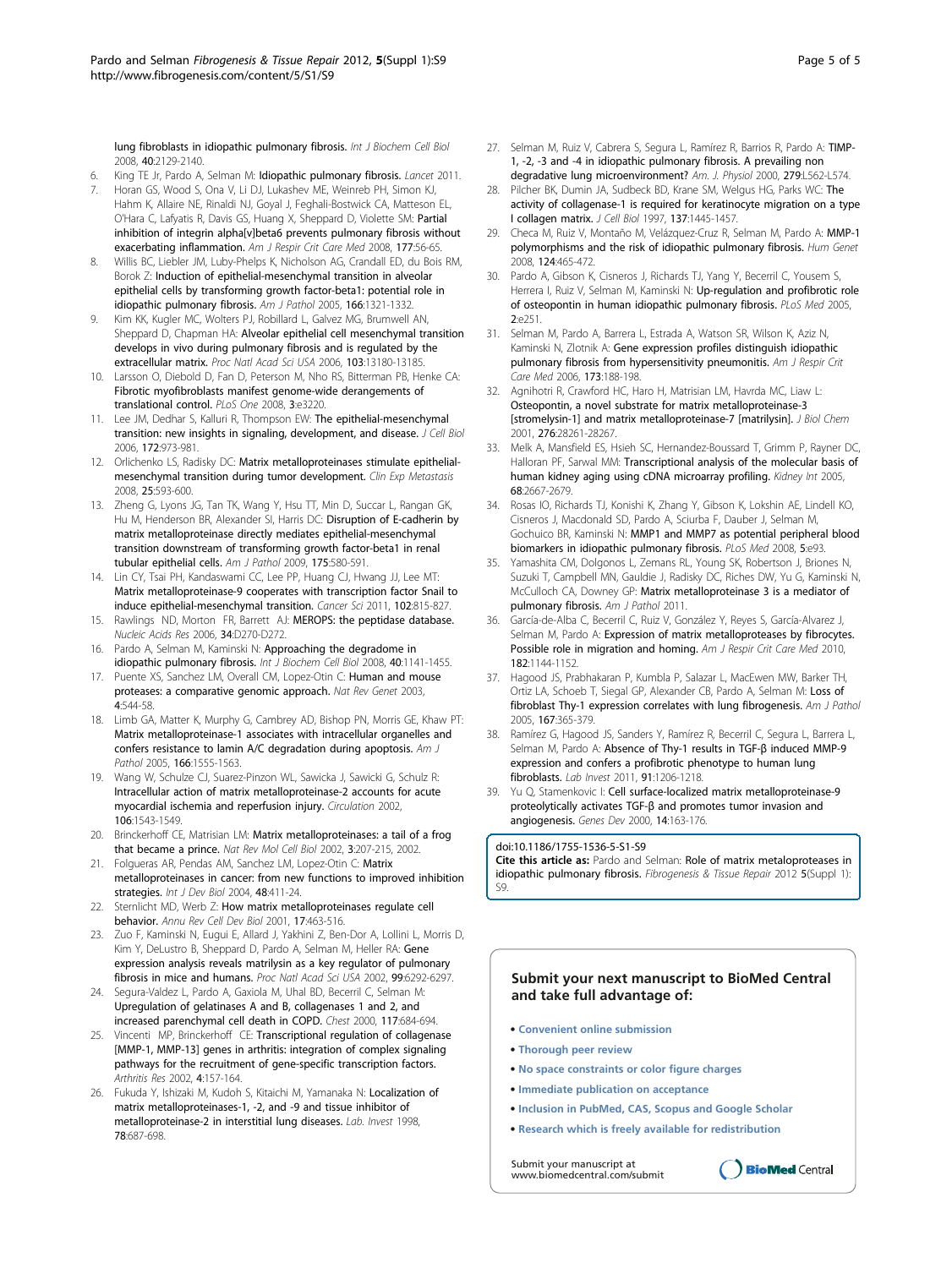lung fibroblasts in idiopathic pulmonary fibrosis. *Int J Biochem Cell Biol* 2008, 40:2129-2140.

6. King TE Jr, Pardo A, Selman M: **Idiopathic pulmonary fibrosis.** *Lancet* 2011.
7. Horan GS, Wood S, Ona V, Li DJ, Lukashev ME, Weinreb PH, Simon KJ, Hahm K, Allaire NE, Rinaldi NJ, Goyal J, Feghali-Bostwick CA, Matteson EL, O'Hara C, Lafyatis R, Davis GS, Huang X, Sheppard D, Violette SM: **Partial inhibition of integrin alpha[v]beta6 prevents pulmonary fibrosis without exacerbating inflammation.** *Am J Respir Crit Care Med* 2008, 177:56-65.
8. Willis BC, Liebler JM, Luby-Phelps K, Nicholson AG, Crandall ED, du Bois RM, Borok Z: **Induction of epithelial-mesenchymal transition in alveolar epithelial cells by transforming growth factor-beta1: potential role in idiopathic pulmonary fibrosis.** *Am J Pathol* 2005, 166:1321-1332.
9. Kim KK, Kugler MC, Wolters PJ, Robillard L, Galvez MG, Brumwell AN, Sheppard D, Chapman HA: **Alveolar epithelial cell mesenchymal transition develops in vivo during pulmonary fibrosis and is regulated by the extracellular matrix.** *Proc Natl Acad Sci USA* 2006, 103:13180-13185.
10. Larsson O, Diebold D, Fan D, Peterson M, Nho RS, Bitterman PB, Henke CA: **Fibrotic myofibroblasts manifest genome-wide derangements of translational control.** *PLoS One* 2008, 3:e3220.
11. Lee JM, Dedhar S, Kalluri R, Thompson EW: **The epithelial-mesenchymal transition: new insights in signaling, development, and disease.** *J Cell Biol* 2006, 172:973-981.
12. Orlichenko LS, Radisky DC: **Matrix metalloproteinases stimulate epithelial-mesenchymal transition during tumor development.** *Clin Exp Metastasis* 2008, 25:593-600.
13. Zheng G, Lyons JG, Tan TK, Wang Y, Hsu TT, Min D, Succar L, Rangan GK, Hu M, Henderson BR, Alexander SI, Harris DC: **Disruption of E-cadherin by matrix metalloproteinase directly mediates epithelial-mesenchymal transition downstream of transforming growth factor-beta1 in renal tubular epithelial cells.** *Am J Pathol* 2009, 175:580-591.
14. Lin CY, Tsai PH, Kandaswami CC, Lee PP, Huang CJ, Hwang JJ, Lee MT: **Matrix metalloproteinase-9 cooperates with transcription factor Snail to induce epithelial-mesenchymal transition.** *Cancer Sci* 2011, 102:815-827.
15. Rawlings ND, Morton FR, Barrett AJ: **MEROPS: the peptidase database.** *Nucleic Acids Res* 2006, 34:D270-D272.
16. Pardo A, Selman M, Kaminski N: **Approaching the degradome in idiopathic pulmonary fibrosis.** *Int J Biochem Cell Biol* 2008, 40:1141-1455.
17. Puente XS, Sanchez LM, Overall CM, Lopez-Otin C: **Human and mouse proteases: a comparative genomic approach.** *Nat Rev Genet* 2003, 4:544-58.
18. Limb GA, Matter K, Murphy G, Cambrey AD, Bishop PN, Morris GE, Khaw PT: **Matrix metalloproteinase-1 associates with intracellular organelles and confers resistance to lamin A/C degradation during apoptosis.** *Am J Pathol* 2005, 166:1555-1563.
19. Wang W, Schulze CJ, Suarez-Pinzon WL, Sawicka J, Sawicki G, Schulz R: **Intracellular action of matrix metalloproteinase-2 accounts for acute myocardial ischemia and reperfusion injury.** *Circulation* 2002, 106:1543-1549.
20. Brinckerhoff CE, Matrisian LM: **Matrix metalloproteinases: a tail of a frog that became a prince.** *Nat Rev Mol Cell Biol* 2002, 3:207-215, 2002.
21. Folgueras AR, Pendas AM, Sanchez LM, Lopez-Otin C: **Matrix metalloproteinases in cancer: from new functions to improved inhibition strategies.** *Int J Dev Biol* 2004, 48:411-24.
22. Sternlicht MD, Werb Z: **How matrix metalloproteinases regulate cell behavior.** *Annu Rev Cell Dev Biol* 2001, 17:463-516.
23. Zuo F, Kaminski N, Eugui E, Allard J, Yakhini Z, Ben-Dor A, Lollini L, Morris D, Kim Y, DeLustro B, Sheppard D, Pardo A, Selman M, Heller RA: **Gene expression analysis reveals matrilysin as a key regulator of pulmonary fibrosis in mice and humans.** *Proc Natl Acad Sci USA* 2002, 99:6292-6297.
24. Segura-Valdez L, Pardo A, Gaxiola M, Uhal BD, Becerril C, Selman M: **Upregulation of gelatinases A and B, collagenases 1 and 2, and increased parenchymal cell death in COPD.** *Chest* 2000, 117:684-694.
25. Vincenti MP, Brinckerhoff CE: **Transcriptional regulation of collagenase [MMP-1, MMP-13] genes in arthritis: integration of complex signaling pathways for the recruitment of gene-specific transcription factors.** *Arthritis Res* 2002, 4:157-164.
26. Fukuda Y, Ishizaki M, Kudoh S, Kitaichi M, Yamanaka N: **Localization of matrix metalloproteinases-1, -2, and -9 and tissue inhibitor of metalloproteinase-2 in interstitial lung diseases.** *Lab. Invest* 1998, 78:687-698.
27. Selman M, Ruiz V, Cabrera S, Segura L, Ramírez R, Barrios R, Pardo A: **TIMP-1, -2, -3 and -4 in idiopathic pulmonary fibrosis. A prevailing non degradative lung microenvironment?** *Am. J. Physiol* 2000, 279:L562-L574.
28. Pilcher BK, Dumin JA, Sudbeck BD, Krane SM, Welgus HG, Parks WC: **The activity of collagenase-1 is required for keratinocyte migration on a type I collagen matrix.** *J Cell Biol* 1997, 137:1445-1457.
29. Checa M, Ruiz V, Montaño M, Velázquez-Cruz R, Selman M, Pardo A: **MMP-1 polymorphisms and the risk of idiopathic pulmonary fibrosis.** *Hum Genet* 2008, 124:465-472.
30. Pardo A, Gibson K, Cisneros J, Richards TJ, Yang Y, Becerril C, Yousem S, Herrera I, Ruiz V, Selman M, Kaminski N: **Up-regulation and profibrotic role of osteopontin in human idiopathic pulmonary fibrosis.** *PLoS Med* 2005, 2:e251.
31. Selman M, Pardo A, Barrera L, Estrada A, Watson SR, Wilson K, Aziz N, Kaminski N, Zlotnik A: **Gene expression profiles distinguish idiopathic pulmonary fibrosis from hypersensitivity pneumonitis.** *Am J Respir Crit Care Med* 2006, 173:188-198.
32. Agnihotri R, Crawford HC, Haro H, Matrisian LM, Havrda MC, Liaw L: **Osteopontin, a novel substrate for matrix metalloproteinase-3 [stromelysin-1] and matrix metalloproteinase-7 [matrilysin].** *J Biol Chem* 2001, 276:28261-28267.
33. Melk A, Mansfield ES, Hsieh SC, Hernandez-Boussard T, Grimm P, Rayner DC, Halloran PF, Sarwal MM: **Transcriptional analysis of the molecular basis of human kidney aging using cDNA microarray profiling.** *Kidney Int* 2005, 68:2667-2679.
34. Rosas IO, Richards TJ, Konishi K, Zhang Y, Gibson K, Lokshin AE, Lindell KO, Cisneros J, Macdonald SD, Pardo A, Sciurba F, Dauber J, Selman M, Gochuico BR, Kaminski N: **MMP1 and MMP7 as potential peripheral blood biomarkers in idiopathic pulmonary fibrosis.** *PLoS Med* 2008, 5:e93.
35. Yamashita CM, Dolgonos L, Zemans RL, Young SK, Robertson J, Briones N, Suzuki T, Campbell MN, Gauldie J, Radisky DC, Riches DW, Yu G, Kaminski N, McCulloch CA, Downey GP: **Matrix metalloproteinase 3 is a mediator of pulmonary fibrosis.** *Am J Pathol* 2011.
36. García-de-Alba C, Becerril C, Ruiz V, González Y, Reyes S, García-Alvarez J, Selman M, Pardo A: **Expression of matrix metalloproteases by fibrocytes. Possible role in migration and homing.** *Am J Respir Crit Care Med* 2010, 182:1144-1152.
37. Hagood JS, Prabhakaran P, Kumbla P, Salazar L, MacEwen MW, Barker TH, Ortiz LA, Schoeb T, Siegal GP, Alexander CB, Pardo A, Selman M: **Loss of fibroblast Thy-1 expression correlates with lung fibrogenesis.** *Am J Pathol* 2005, 167:365-379.
38. Ramírez G, Hagood JS, Sanders Y, Ramírez R, Becerril C, Segura L, Barrera L, Selman M, Pardo A: **Absence of Thy-1 results in TGF-β induced MMP-9 expression and confers a profibrotic phenotype to human lung fibroblasts.** *Lab Invest* 2011, 91:1206-1218.
39. Yu Q, Stamenkovic I: **Cell surface-localized matrix metalloproteinase-9 proteolytically activates TGF-β and promotes tumor invasion and angiogenesis.** *Genes Dev* 2000, 14:163-176.

doi:10.1186/1755-1536-5-S1-S9

**Cite this article as:** Pardo and Selman: Role of matrix metaloproteases in idiopathic pulmonary fibrosis. *Fibrogenesis & Tissue Repair* 2012 5(Suppl 1): S9.

**Submit your next manuscript to BioMed Central and take full advantage of:**

- Convenient online submission
- Thorough peer review
- No space constraints or color figure charges
- Immediate publication on acceptance
- Inclusion in PubMed, CAS, Scopus and Google Scholar
- Research which is freely available for redistribution

Submit your manuscript at www.biomedcentral.com/submit

BioMed Central